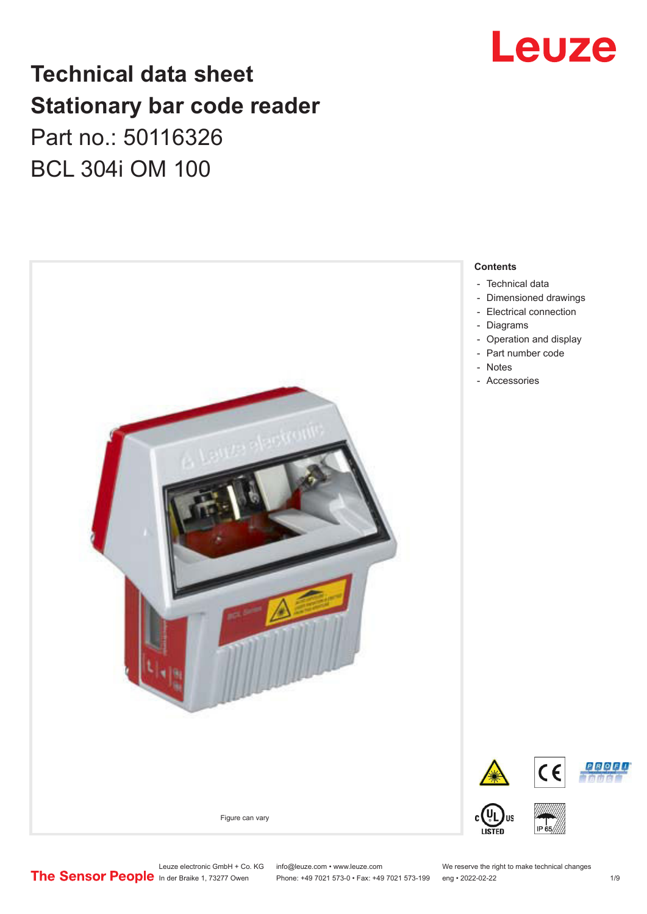# Technical data sheet
# Stationary bar code reader

Part no.: 50116326

BCL 304i OM 100

Figure can vary

**Contents**

- Technical data
- Dimensioned drawings
- Electrical connection
- Diagrams
- Operation and display
- Part number code
- Notes
- Accessories

Leuze electronic GmbH + Co. KG
In der Braike 1, 73277 Owen

info@leuze.com • www.leuze.com
Phone: +49 7021 573-0 • Fax: +49 7021 573-199

We reserve the right to make technical changes
eng • 2022-02-22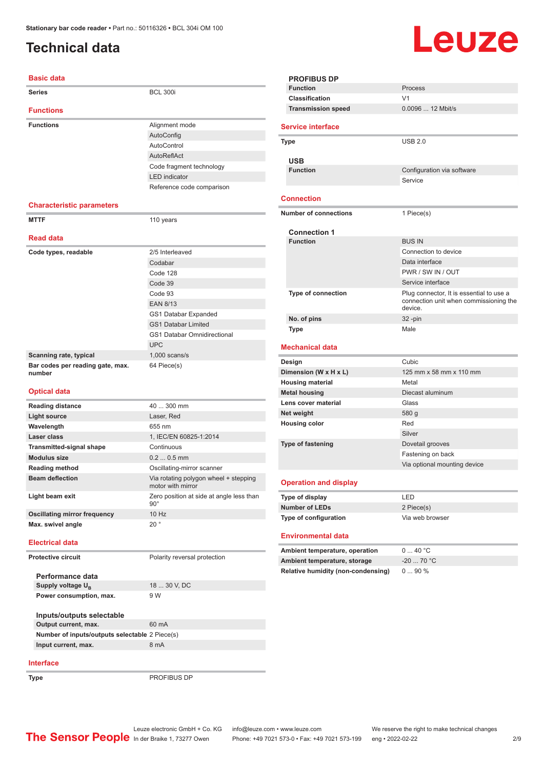# Technical data

## Basic data

| | |
|---|---|
| **Series** | BCL 300i |

## Functions

| | |
|---|---|
| **Functions** | Alignment mode |
| | AutoConfig |
| | AutoControl |
| | AutoReflAct |
| | Code fragment technology |
| | LED indicator |
| | Reference code comparison |

## Characteristic parameters

| | |
|---|---|
| **MTTF** | 110 years |

## Read data

| | |
|---|---|
| **Code types, readable** | 2/5 Interleaved |
| | Codabar |
| | Code 128 |
| | Code 39 |
| | Code 93 |
| | EAN 8/13 |
| | GS1 Databar Expanded |
| | GS1 Databar Limited |
| | GS1 Databar Omnidirectional |
| | UPC |
| **Scanning rate, typical** | 1,000 scans/s |
| **Bar codes per reading gate, max. number** | 64 Piece(s) |

## Optical data

| | |
|---|---|
| **Reading distance** | 40 ... 300 mm |
| **Light source** | Laser, Red |
| **Wavelength** | 655 nm |
| **Laser class** | 1, IEC/EN 60825-1:2014 |
| **Transmitted-signal shape** | Continuous |
| **Modulus size** | 0.2 ... 0.5 mm |
| **Reading method** | Oscillating-mirror scanner |
| **Beam deflection** | Via rotating polygon wheel + stepping motor with mirror |
| **Light beam exit** | Zero position at side at angle less than 90° |
| **Oscillating mirror frequency** | 10 Hz |
| **Max. swivel angle** | 20 ° |

## Electrical data

| | |
|---|---|
| **Protective circuit** | Polarity reversal protection |

### Performance data

| | |
|---|---|
| **Supply voltage $U_B$** | 18 ... 30 V, DC |
| **Power consumption, max.** | 9 W |

### Inputs/outputs selectable

| | |
|---|---|
| **Output current, max.** | 60 mA |
| **Number of inputs/outputs selectable** | 2 Piece(s) |
| **Input current, max.** | 8 mA |

## Interface

| | |
|---|---|
| **Type** | PROFIBUS DP |

### PROFIBUS DP

| | |
|---|---|
| **Function** | Process |
| **Classification** | V1 |
| **Transmission speed** | 0.0096 ... 12 Mbit/s |

## Service interface

| | |
|---|---|
| **Type** | USB 2.0 |

### USB

| | |
|---|---|
| **Function** | Configuration via software |
| | Service |

## Connection

| | |
|---|---|
| **Number of connections** | 1 Piece(s) |

### Connection 1

| | |
|---|---|
| **Function** | BUS IN |
| | Connection to device |
| | Data interface |
| | PWR / SW IN / OUT |
| | Service interface |
| **Type of connection** | Plug connector, It is essential to use a connection unit when commissioning the device. |
| **No. of pins** | 32 -pin |
| **Type** | Male |

## Mechanical data

| | |
|---|---|
| **Design** | Cubic |
| **Dimension (W x H x L)** | 125 mm x 58 mm x 110 mm |
| **Housing material** | Metal |
| **Metal housing** | Diecast aluminum |
| **Lens cover material** | Glass |
| **Net weight** | 580 g |
| **Housing color** | Red |
| | Silver |
| **Type of fastening** | Dovetail grooves |
| | Fastening on back |
| | Via optional mounting device |

## Operation and display

| | |
|---|---|
| **Type of display** | LED |
| **Number of LEDs** | 2 Piece(s) |
| **Type of configuration** | Via web browser |

## Environmental data

| | |
|---|---|
| **Ambient temperature, operation** | 0 ... 40 °C |
| **Ambient temperature, storage** | -20 ... 70 °C |
| **Relative humidity (non-condensing)** | 0 ... 90 % |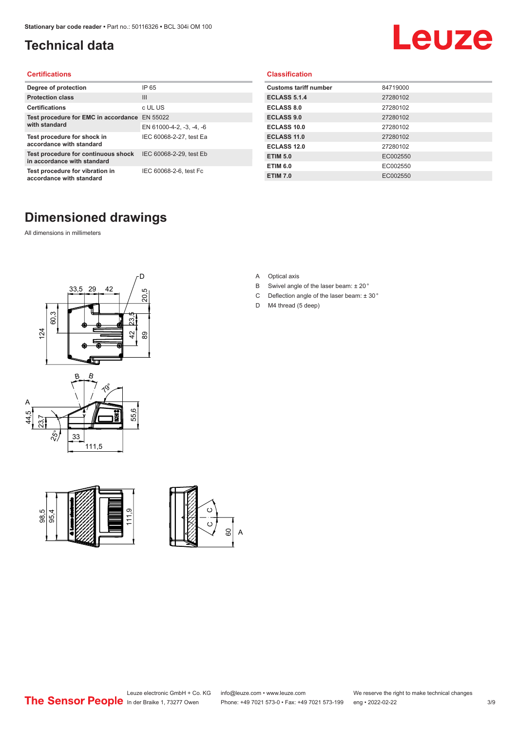# Technical data

## Certifications

| | |
|---|---|
| Degree of protection | IP 65 |
| Protection class | III |
| Certifications | c UL US |
| Test procedure for EMC in accordance with standard | EN 55022 |
| | EN 61000-4-2, -3, -4, -6 |
| Test procedure for shock in accordance with standard | IEC 60068-2-27, test Ea |
| Test procedure for continuous shock in accordance with standard | IEC 60068-2-29, test Eb |
| Test procedure for vibration in accordance with standard | IEC 60068-2-6, test Fc |

## Classification

| | |
|---|---|
| Customs tariff number | 84719000 |
| ECLASS 5.1.4 | 27280102 |
| ECLASS 8.0 | 27280102 |
| ECLASS 9.0 | 27280102 |
| ECLASS 10.0 | 27280102 |
| ECLASS 11.0 | 27280102 |
| ECLASS 12.0 | 27280102 |
| ETIM 5.0 | EC002550 |
| ETIM 6.0 | EC002550 |
| ETIM 7.0 | EC002550 |

# Dimensioned drawings

All dimensions in millimeters

A Optical axis

B Swivel angle of the laser beam: ± 20 °

C Deflection angle of the laser beam: ± 30 °

D M4 thread (5 deep)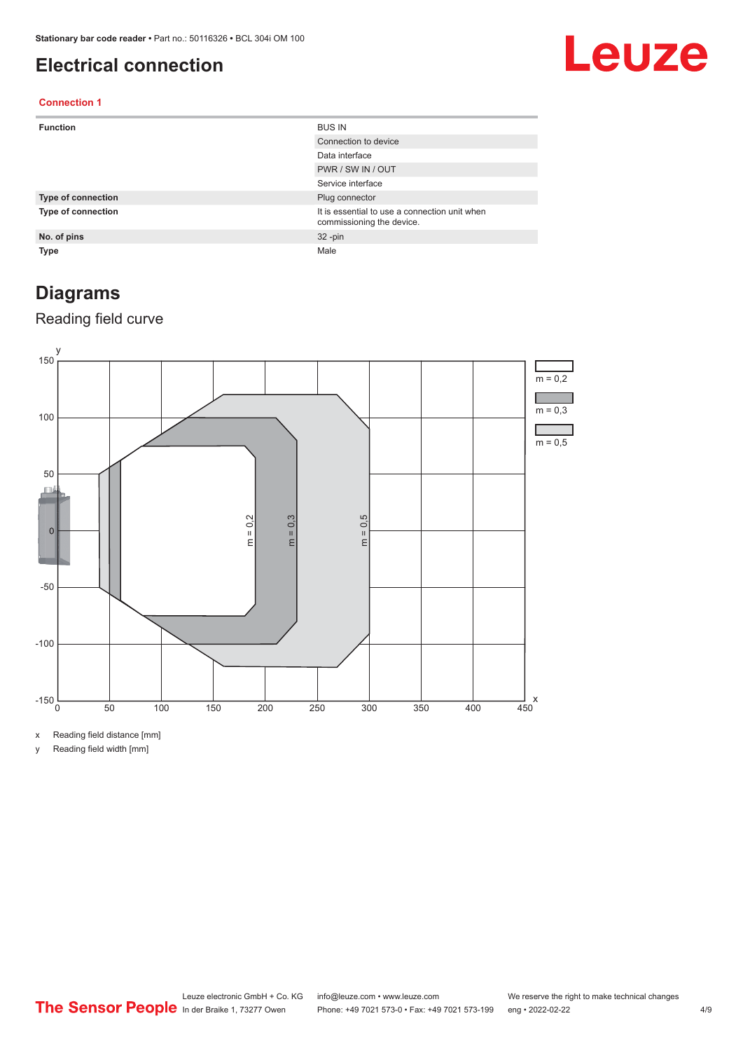# Electrical connection

### Connection 1

| Function | BUS IN |
|---|---|
| | Connection to device |
| | Data interface |
| | PWR / SW IN / OUT |
| | Service interface |
| **Type of connection** | Plug connector |
| **Type of connection** | It is essential to use a connection unit when commissioning the device. |
| **No. of pins** | 32 -pin |
| **Type** | Male |

# Diagrams

## Reading field curve

x Reading field distance [mm]

y Reading field width [mm]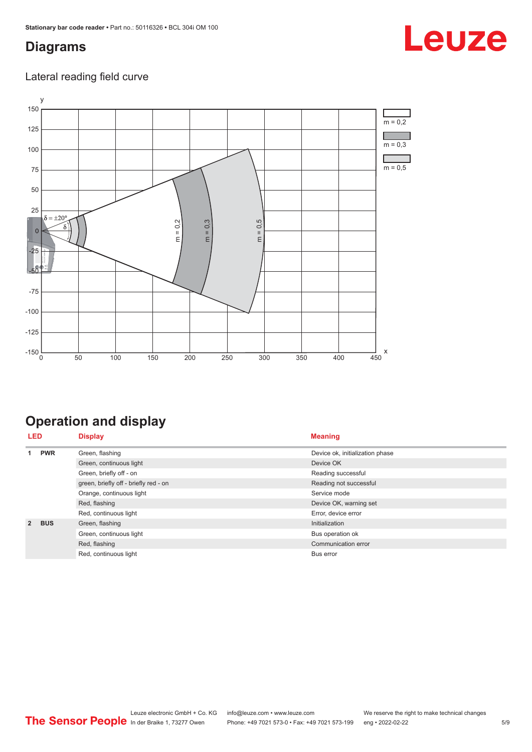## Diagrams

### Lateral reading field curve

## Operation and display

| LED | | Display | Meaning |
|---|---|---|---|
| 1 | PWR | Green, flashing | Device ok, initialization phase |
| | | Green, continuous light | Device OK |
| | | Green, briefly off - on | Reading successful |
| | | green, briefly off - briefly red - on | Reading not successful |
| | | Orange, continuous light | Service mode |
| | | Red, flashing | Device OK, warning set |
| | | Red, continuous light | Error, device error |
| 2 | BUS | Green, flashing | Initialization |
| | | Green, continuous light | Bus operation ok |
| | | Red, flashing | Communication error |
| | | Red, continuous light | Bus error |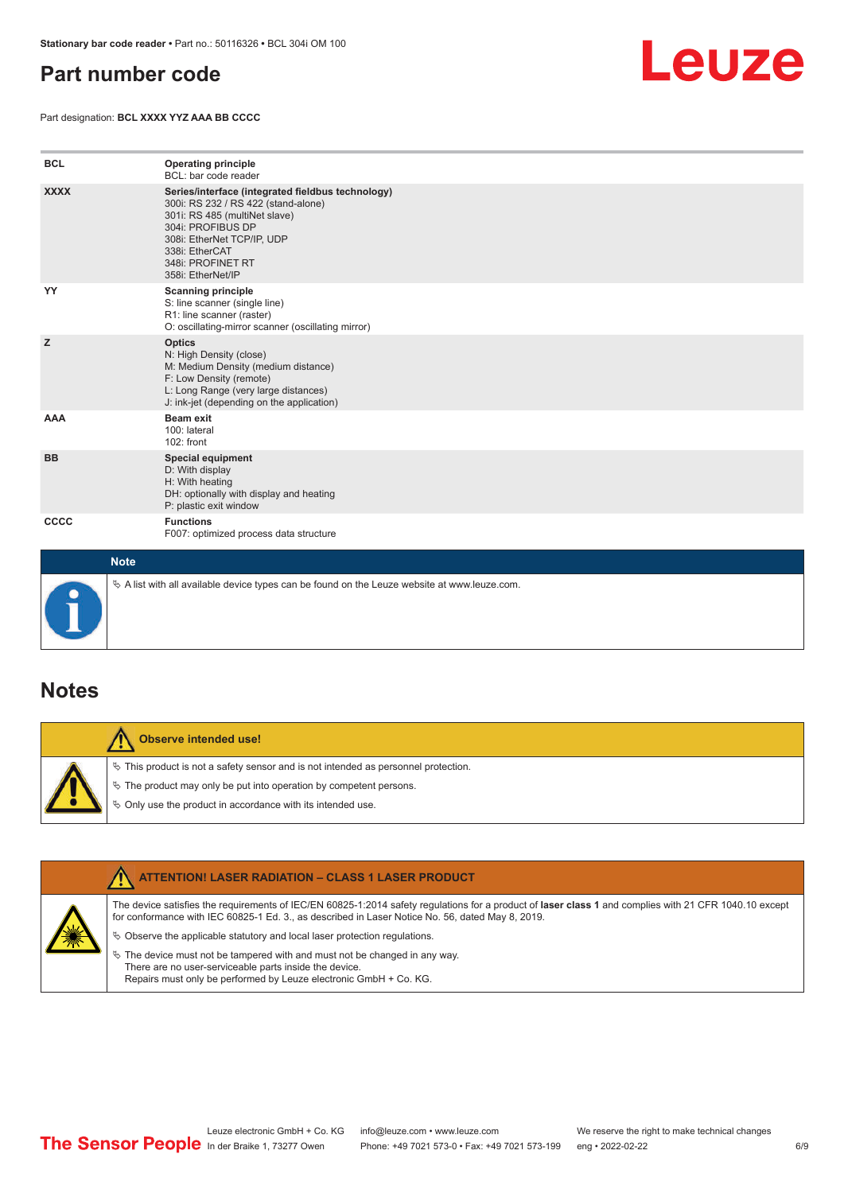## Part number code

Part designation: **BCL XXXX YYZ AAA BB CCCC**

| | |
|---|---|
| **BCL** | **Operating principle**<br>BCL: bar code reader |
| **XXXX** | **Series/interface (integrated fieldbus technology)**<br>300i: RS 232 / RS 422 (stand-alone)<br>301i: RS 485 (multiNet slave)<br>304i: PROFIBUS DP<br>308i: EtherNet TCP/IP, UDP<br>338i: EtherCAT<br>348i: PROFINET RT<br>358i: EtherNet/IP |
| **YY** | **Scanning principle**<br>S: line scanner (single line)<br>R1: line scanner (raster)<br>O: oscillating-mirror scanner (oscillating mirror) |
| **Z** | **Optics**<br>N: High Density (close)<br>M: Medium Density (medium distance)<br>F: Low Density (remote)<br>L: Long Range (very large distances)<br>J: ink-jet (depending on the application) |
| **AAA** | **Beam exit**<br>100: lateral<br>102: front |
| **BB** | **Special equipment**<br>D: With display<br>H: With heating<br>DH: optionally with display and heating<br>P: plastic exit window |
| **CCCC** | **Functions**<br>F007: optimized process data structure |

**Note**

- A list with all available device types can be found on the Leuze website at www.leuze.com.

## Notes

**Observe intended use!**

- This product is not a safety sensor and is not intended as personnel protection.
- The product may only be put into operation by competent persons.
- Only use the product in accordance with its intended use.

**ATTENTION! LASER RADIATION – CLASS 1 LASER PRODUCT**

The device satisfies the requirements of IEC/EN 60825-1:2014 safety regulations for a product of **laser class 1** and complies with 21 CFR 1040.10 except for conformance with IEC 60825-1 Ed. 3., as described in Laser Notice No. 56, dated May 8, 2019.

- Observe the applicable statutory and local laser protection regulations.
- The device must not be tampered with and must not be changed in any way.
  There are no user-serviceable parts inside the device.
  Repairs must only be performed by Leuze electronic GmbH + Co. KG.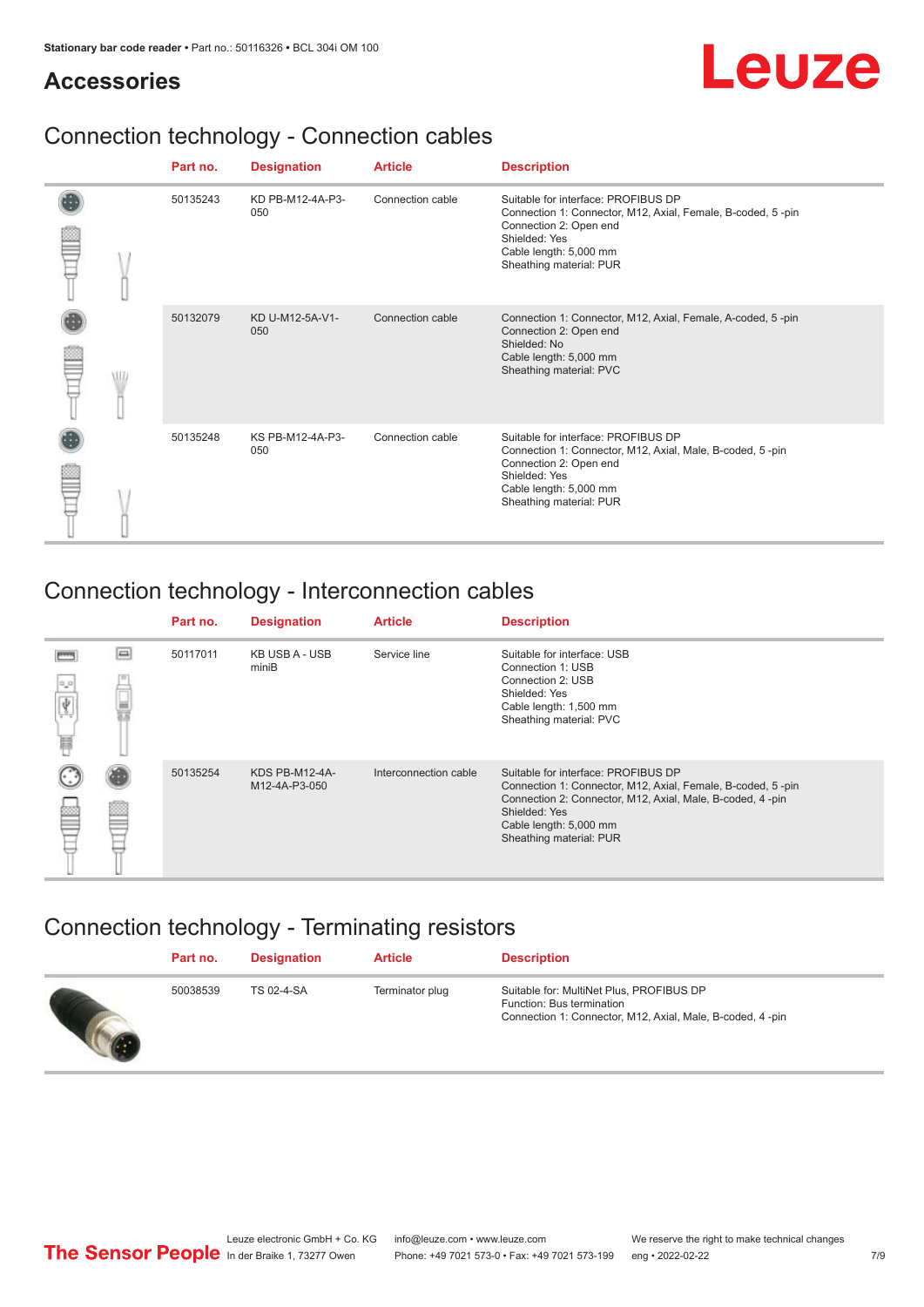## Accessories

## Connection technology - Connection cables

| Part no. | Designation | Article | Description |
|---|---|---|---|
| 50135243 | KD PB-M12-4A-P3-050 | Connection cable | Suitable for interface: PROFIBUS DP<br>Connection 1: Connector, M12, Axial, Female, B-coded, 5 -pin<br>Connection 2: Open end<br>Shielded: Yes<br>Cable length: 5,000 mm<br>Sheathing material: PUR |
| 50132079 | KD U-M12-5A-V1-050 | Connection cable | Connection 1: Connector, M12, Axial, Female, A-coded, 5 -pin<br>Connection 2: Open end<br>Shielded: No<br>Cable length: 5,000 mm<br>Sheathing material: PVC |
| 50135248 | KS PB-M12-4A-P3-050 | Connection cable | Suitable for interface: PROFIBUS DP<br>Connection 1: Connector, M12, Axial, Male, B-coded, 5 -pin<br>Connection 2: Open end<br>Shielded: Yes<br>Cable length: 5,000 mm<br>Sheathing material: PUR |

## Connection technology - Interconnection cables

| Part no. | Designation | Article | Description |
|---|---|---|---|
| 50117011 | KB USB A - USB miniB | Service line | Suitable for interface: USB<br>Connection 1: USB<br>Connection 2: USB<br>Shielded: Yes<br>Cable length: 1,500 mm<br>Sheathing material: PVC |
| 50135254 | KDS PB-M12-4A-M12-4A-P3-050 | Interconnection cable | Suitable for interface: PROFIBUS DP<br>Connection 1: Connector, M12, Axial, Female, B-coded, 5 -pin<br>Connection 2: Connector, M12, Axial, Male, B-coded, 4 -pin<br>Shielded: Yes<br>Cable length: 5,000 mm<br>Sheathing material: PUR |

## Connection technology - Terminating resistors

| Part no. | Designation | Article | Description |
|---|---|---|---|
| 50038539 | TS 02-4-SA | Terminator plug | Suitable for: MultiNet Plus, PROFIBUS DP<br>Function: Bus termination<br>Connection 1: Connector, M12, Axial, Male, B-coded, 4 -pin |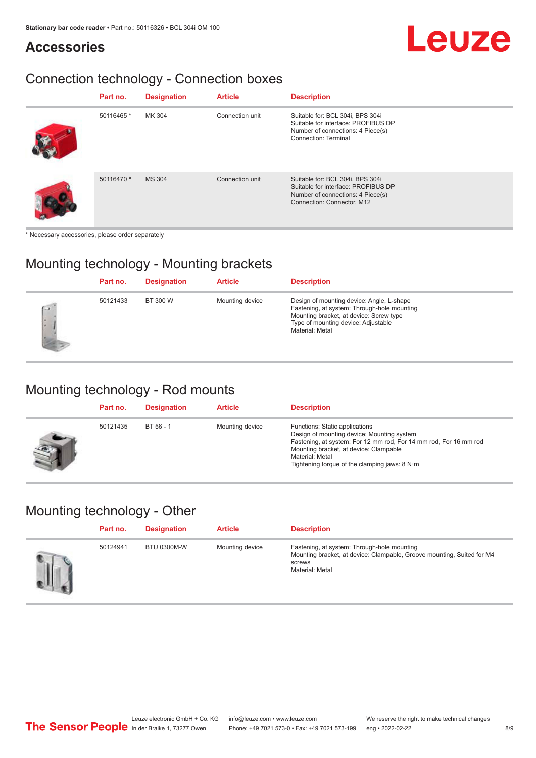## Accessories

### Connection technology - Connection boxes

| Part no. | Designation | Article | Description |
|---|---|---|---|
| 50116465 * | MK 304 | Connection unit | Suitable for: BCL 304i, BPS 304i<br>Suitable for interface: PROFIBUS DP<br>Number of connections: 4 Piece(s)<br>Connection: Terminal |
| 50116470 * | MS 304 | Connection unit | Suitable for: BCL 304i, BPS 304i<br>Suitable for interface: PROFIBUS DP<br>Number of connections: 4 Piece(s)<br>Connection: Connector, M12 |

* Necessary accessories, please order separately

### Mounting technology - Mounting brackets

| Part no. | Designation | Article | Description |
|---|---|---|---|
| 50121433 | BT 300 W | Mounting device | Design of mounting device: Angle, L-shape<br>Fastening, at system: Through-hole mounting<br>Mounting bracket, at device: Screw type<br>Type of mounting device: Adjustable<br>Material: Metal |

### Mounting technology - Rod mounts

| Part no. | Designation | Article | Description |
|---|---|---|---|
| 50121435 | BT 56 - 1 | Mounting device | Functions: Static applications<br>Design of mounting device: Mounting system<br>Fastening, at system: For 12 mm rod, For 14 mm rod, For 16 mm rod<br>Mounting bracket, at device: Clampable<br>Material: Metal<br>Tightening torque of the clamping jaws: 8 N·m |

### Mounting technology - Other

| Part no. | Designation | Article | Description |
|---|---|---|---|
| 50124941 | BTU 0300M-W | Mounting device | Fastening, at system: Through-hole mounting<br>Mounting bracket, at device: Clampable, Groove mounting, Suited for M4 screws<br>Material: Metal |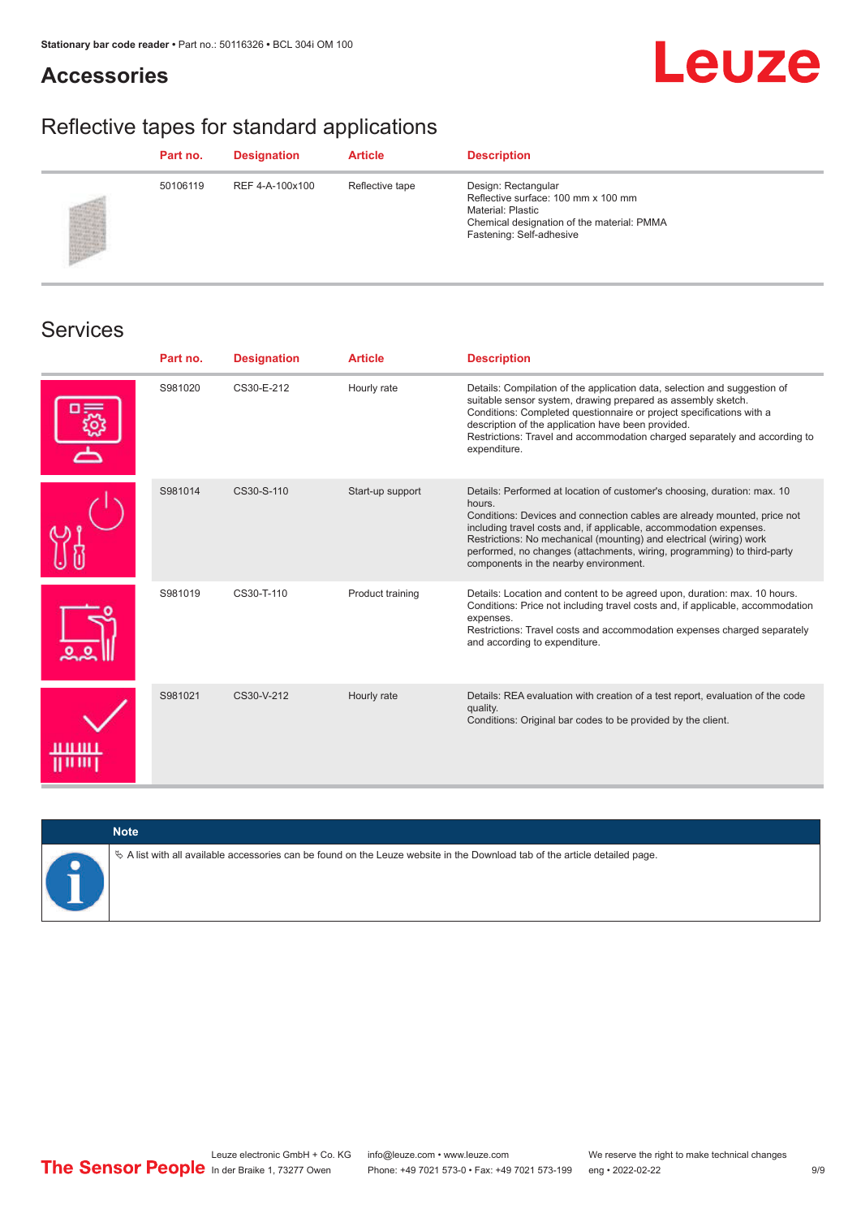## Accessories

### Reflective tapes for standard applications

| | Part no. | Designation | Article | Description |
|---|---|---|---|---|
| | 50106119 | REF 4-A-100x100 | Reflective tape | Design: Rectangular<br>Reflective surface: 100 mm x 100 mm<br>Material: Plastic<br>Chemical designation of the material: PMMA<br>Fastening: Self-adhesive |

### Services

| | Part no. | Designation | Article | Description |
|---|---|---|---|---|
| | S981020 | CS30-E-212 | Hourly rate | Details: Compilation of the application data, selection and suggestion of suitable sensor system, drawing prepared as assembly sketch.<br>Conditions: Completed questionnaire or project specifications with a description of the application have been provided.<br>Restrictions: Travel and accommodation charged separately and according to expenditure. |
| | S981014 | CS30-S-110 | Start-up support | Details: Performed at location of customer's choosing, duration: max. 10 hours.<br>Conditions: Devices and connection cables are already mounted, price not including travel costs and, if applicable, accommodation expenses.<br>Restrictions: No mechanical (mounting) and electrical (wiring) work performed, no changes (attachments, wiring, programming) to third-party components in the nearby environment. |
| | S981019 | CS30-T-110 | Product training | Details: Location and content to be agreed upon, duration: max. 10 hours.<br>Conditions: Price not including travel costs and, if applicable, accommodation expenses.<br>Restrictions: Travel costs and accommodation expenses charged separately and according to expenditure. |
| | S981021 | CS30-V-212 | Hourly rate | Details: REA evaluation with creation of a test report, evaluation of the code quality.<br>Conditions: Original bar codes to be provided by the client. |

**Note**

↳ A list with all available accessories can be found on the Leuze website in the Download tab of the article detailed page.